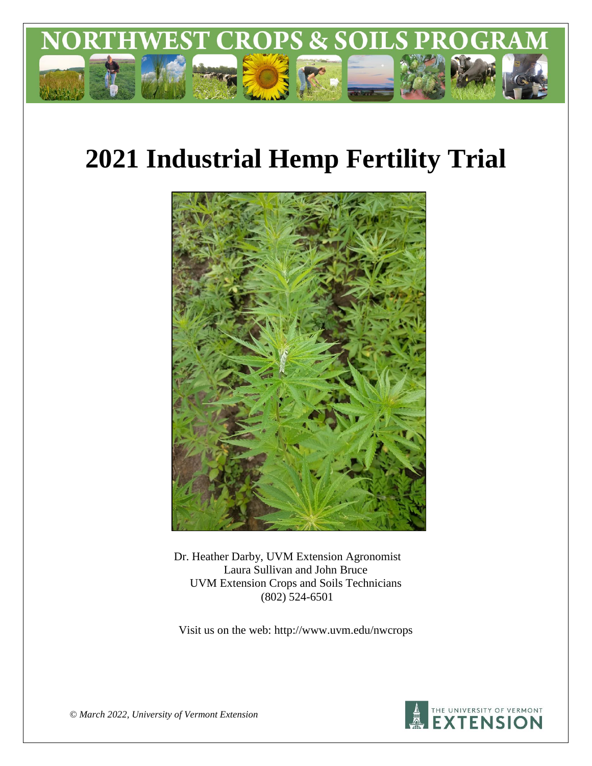# NORTHWEST CROPS & SOILS PROGRAM

# 2021 Industrial Hemp Fertility Trial

Dr. Heather Darby, UVM Extension Agronomist
Laura Sullivan and John Bruce
UVM Extension Crops and Soils Technicians
(802) 524-6501

Visit us on the web: http://www.uvm.edu/nwcrops

*© March 2022, University of Vermont Extension*

THE UNIVERSITY OF VERMONT EXTENSION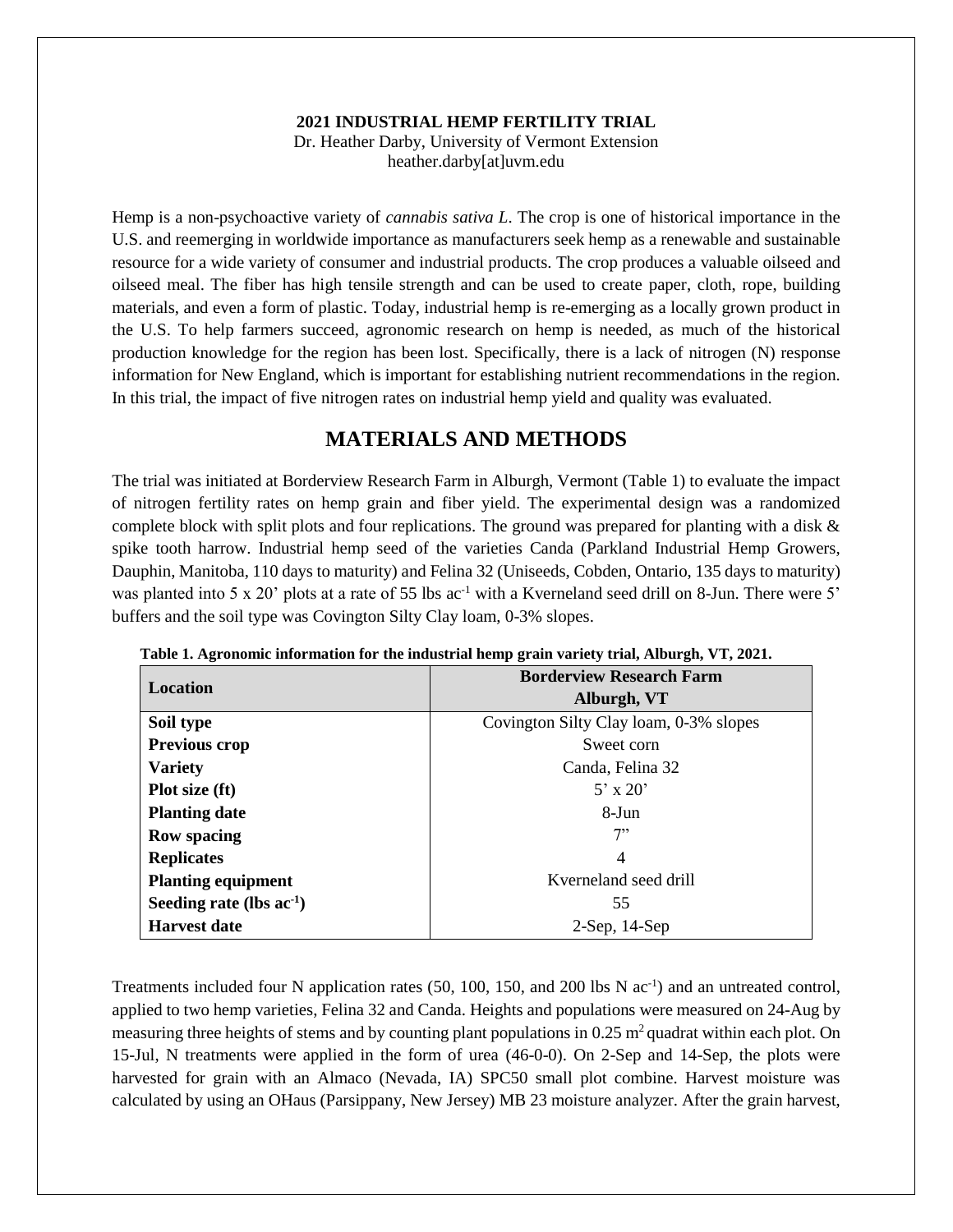**2021 INDUSTRIAL HEMP FERTILITY TRIAL**
Dr. Heather Darby, University of Vermont Extension
heather.darby[at]uvm.edu

Hemp is a non-psychoactive variety of *cannabis sativa L*. The crop is one of historical importance in the U.S. and reemerging in worldwide importance as manufacturers seek hemp as a renewable and sustainable resource for a wide variety of consumer and industrial products. The crop produces a valuable oilseed and oilseed meal. The fiber has high tensile strength and can be used to create paper, cloth, rope, building materials, and even a form of plastic. Today, industrial hemp is re-emerging as a locally grown product in the U.S. To help farmers succeed, agronomic research on hemp is needed, as much of the historical production knowledge for the region has been lost. Specifically, there is a lack of nitrogen (N) response information for New England, which is important for establishing nutrient recommendations in the region. In this trial, the impact of five nitrogen rates on industrial hemp yield and quality was evaluated.

## MATERIALS AND METHODS

The trial was initiated at Borderview Research Farm in Alburgh, Vermont (Table 1) to evaluate the impact of nitrogen fertility rates on hemp grain and fiber yield. The experimental design was a randomized complete block with split plots and four replications. The ground was prepared for planting with a disk & spike tooth harrow. Industrial hemp seed of the varieties Canda (Parkland Industrial Hemp Growers, Dauphin, Manitoba, 110 days to maturity) and Felina 32 (Uniseeds, Cobden, Ontario, 135 days to maturity) was planted into 5 x 20' plots at a rate of 55 lbs ac$^{-1}$ with a Kverneland seed drill on 8-Jun. There were 5' buffers and the soil type was Covington Silty Clay loam, 0-3% slopes.

**Table 1. Agronomic information for the industrial hemp grain variety trial, Alburgh, VT, 2021.**

| **Location** | **Borderview Research Farm Alburgh, VT** |
|---|---|
| **Soil type** | Covington Silty Clay loam, 0-3% slopes |
| **Previous crop** | Sweet corn |
| **Variety** | Canda, Felina 32 |
| **Plot size (ft)** | 5' x 20' |
| **Planting date** | 8-Jun |
| **Row spacing** | 7" |
| **Replicates** | 4 |
| **Planting equipment** | Kverneland seed drill |
| **Seeding rate (lbs ac$^{-1}$)** | 55 |
| **Harvest date** | 2-Sep, 14-Sep |

Treatments included four N application rates (50, 100, 150, and 200 lbs N ac$^{-1}$) and an untreated control, applied to two hemp varieties, Felina 32 and Canda. Heights and populations were measured on 24-Aug by measuring three heights of stems and by counting plant populations in 0.25 m$^2$ quadrat within each plot. On 15-Jul, N treatments were applied in the form of urea (46-0-0). On 2-Sep and 14-Sep, the plots were harvested for grain with an Almaco (Nevada, IA) SPC50 small plot combine. Harvest moisture was calculated by using an OHaus (Parsippany, New Jersey) MB 23 moisture analyzer. After the grain harvest,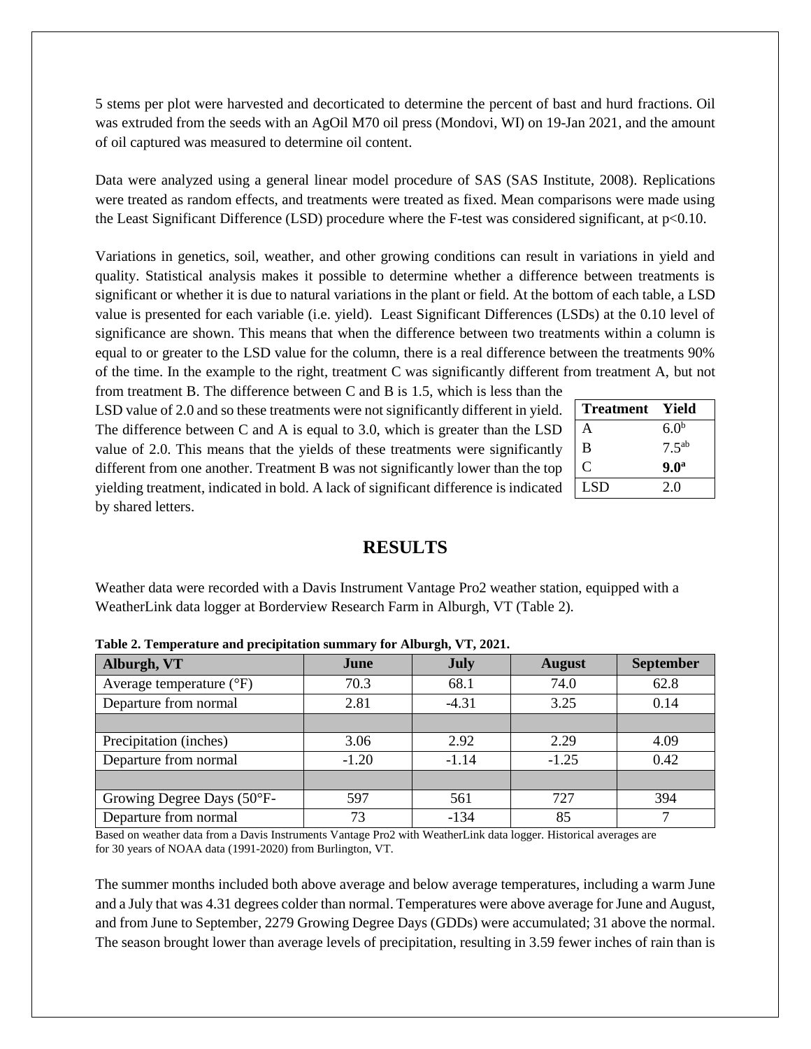5 stems per plot were harvested and decorticated to determine the percent of bast and hurd fractions. Oil was extruded from the seeds with an AgOil M70 oil press (Mondovi, WI) on 19-Jan 2021, and the amount of oil captured was measured to determine oil content.

Data were analyzed using a general linear model procedure of SAS (SAS Institute, 2008). Replications were treated as random effects, and treatments were treated as fixed. Mean comparisons were made using the Least Significant Difference (LSD) procedure where the F-test was considered significant, at $p<0.10$.

Variations in genetics, soil, weather, and other growing conditions can result in variations in yield and quality. Statistical analysis makes it possible to determine whether a difference between treatments is significant or whether it is due to natural variations in the plant or field. At the bottom of each table, a LSD value is presented for each variable (i.e. yield). Least Significant Differences (LSDs) at the 0.10 level of significance are shown. This means that when the difference between two treatments within a column is equal to or greater to the LSD value for the column, there is a real difference between the treatments 90% of the time. In the example to the right, treatment C was significantly different from treatment A, but not from treatment B. The difference between C and B is 1.5, which is less than the LSD value of 2.0 and so these treatments were not significantly different in yield. The difference between C and A is equal to 3.0, which is greater than the LSD value of 2.0. This means that the yields of these treatments were significantly different from one another. Treatment B was not significantly lower than the top yielding treatment, indicated in bold. A lack of significant difference is indicated by shared letters.

| Treatment | Yield |
|---|---|
| A | 6.0[b] |
| B | 7.5[ab] |
| C | **9.0[a]** |
| LSD | 2.0 |

## RESULTS

Weather data were recorded with a Davis Instrument Vantage Pro2 weather station, equipped with a WeatherLink data logger at Borderview Research Farm in Alburgh, VT (Table 2).

**Table 2. Temperature and precipitation summary for Alburgh, VT, 2021.**

| Alburgh, VT | June | July | August | September |
|---|---|---|---|---|
| Average temperature (°F) | 70.3 | 68.1 | 74.0 | 62.8 |
| Departure from normal | 2.81 | -4.31 | 3.25 | 0.14 |
| | | | | |
| Precipitation (inches) | 3.06 | 2.92 | 2.29 | 4.09 |
| Departure from normal | -1.20 | -1.14 | -1.25 | 0.42 |
| | | | | |
| Growing Degree Days (50°F- | 597 | 561 | 727 | 394 |
| Departure from normal | 73 | -134 | 85 | 7 |

Based on weather data from a Davis Instruments Vantage Pro2 with WeatherLink data logger. Historical averages are for 30 years of NOAA data (1991-2020) from Burlington, VT.

The summer months included both above average and below average temperatures, including a warm June and a July that was 4.31 degrees colder than normal. Temperatures were above average for June and August, and from June to September, 2279 Growing Degree Days (GDDs) were accumulated; 31 above the normal. The season brought lower than average levels of precipitation, resulting in 3.59 fewer inches of rain than is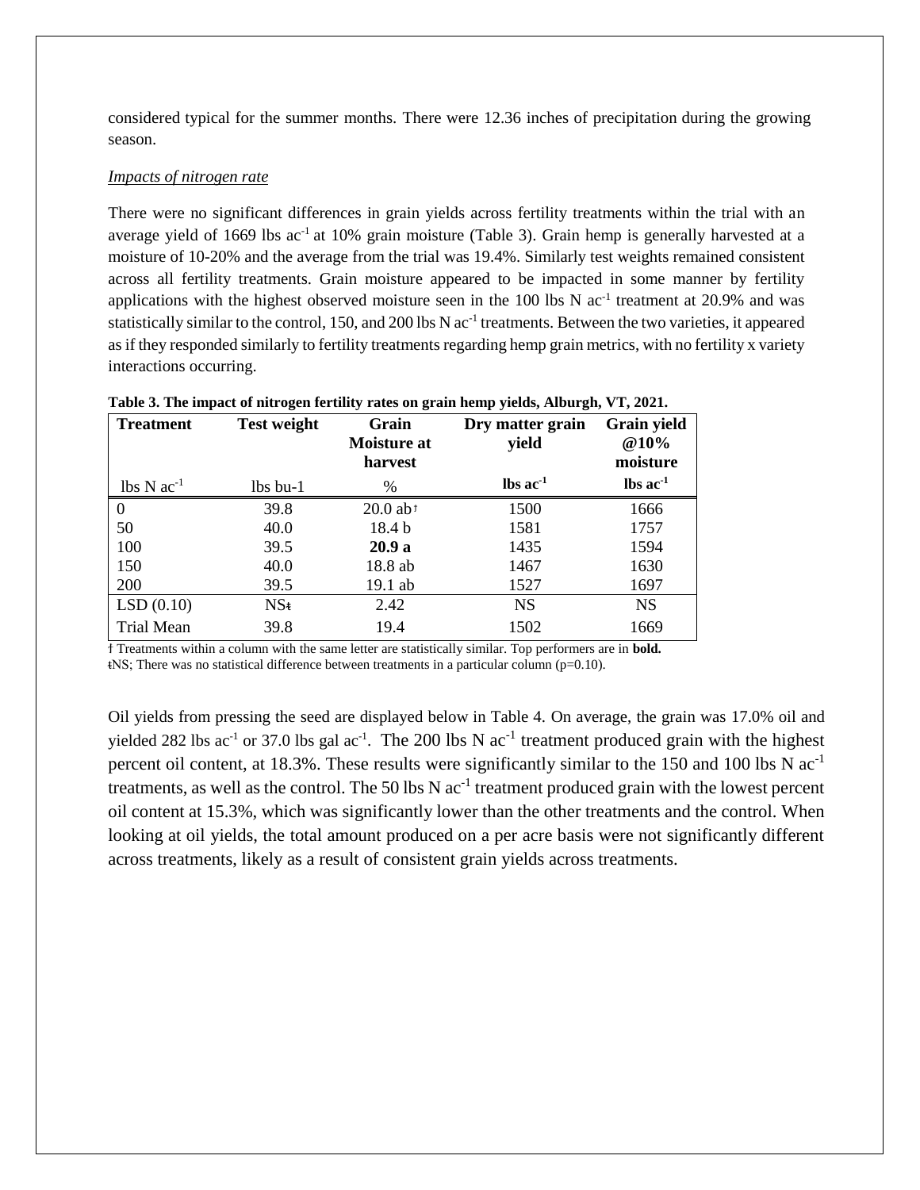considered typical for the summer months. There were 12.36 inches of precipitation during the growing season.

*Impacts of nitrogen rate*

There were no significant differences in grain yields across fertility treatments within the trial with an average yield of 1669 lbs $ac^{-1}$ at 10% grain moisture (Table 3). Grain hemp is generally harvested at a moisture of 10-20% and the average from the trial was 19.4%. Similarly test weights remained consistent across all fertility treatments. Grain moisture appeared to be impacted in some manner by fertility applications with the highest observed moisture seen in the 100 lbs N $ac^{-1}$ treatment at 20.9% and was statistically similar to the control, 150, and 200 lbs N $ac^{-1}$ treatments. Between the two varieties, it appeared as if they responded similarly to fertility treatments regarding hemp grain metrics, with no fertility x variety interactions occurring.

**Table 3. The impact of nitrogen fertility rates on grain hemp yields, Alburgh, VT, 2021.**

| Treatment | Test weight | Grain Moisture at harvest | Dry matter grain yield | Grain yield @10% moisture |
|---|---|---|---|---|
| lbs N $ac^{-1}$ | lbs bu-1 | % | **lbs $ac^{-1}$** | **lbs $ac^{-1}$** |
| 0 | 39.8 | 20.0 ab† | 1500 | 1666 |
| 50 | 40.0 | 18.4 b | 1581 | 1757 |
| 100 | 39.5 | **20.9 a** | 1435 | 1594 |
| 150 | 40.0 | 18.8 ab | 1467 | 1630 |
| 200 | 39.5 | 19.1 ab | 1527 | 1697 |
| LSD (0.10) | NS‡ | 2.42 | NS | NS |
| Trial Mean | 39.8 | 19.4 | 1502 | 1669 |

† Treatments within a column with the same letter are statistically similar. Top performers are in **bold.**
‡NS; There was no statistical difference between treatments in a particular column (p=0.10).

Oil yields from pressing the seed are displayed below in Table 4. On average, the grain was 17.0% oil and yielded 282 lbs $ac^{-1}$ or 37.0 lbs gal $ac^{-1}$. The 200 lbs N $ac^{-1}$ treatment produced grain with the highest percent oil content, at 18.3%. These results were significantly similar to the 150 and 100 lbs N $ac^{-1}$ treatments, as well as the control. The 50 lbs N $ac^{-1}$ treatment produced grain with the lowest percent oil content at 15.3%, which was significantly lower than the other treatments and the control. When looking at oil yields, the total amount produced on a per acre basis were not significantly different across treatments, likely as a result of consistent grain yields across treatments.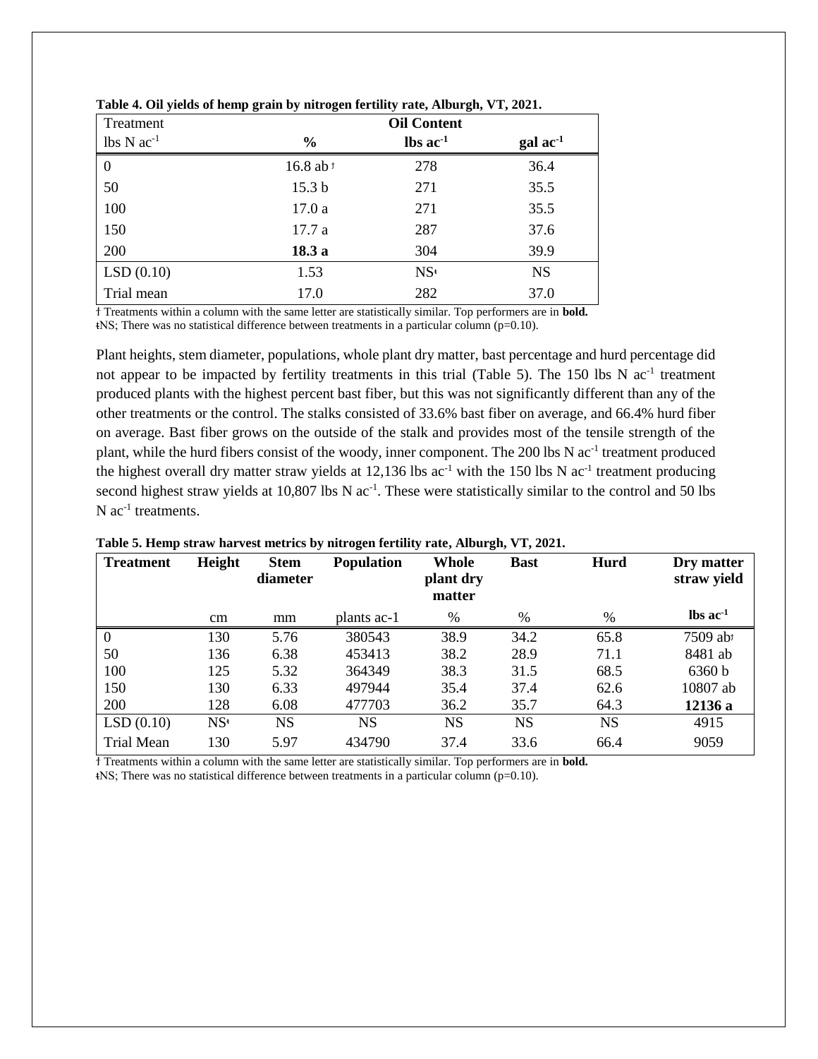**Table 4. Oil yields of hemp grain by nitrogen fertility rate, Alburgh, VT, 2021.**

| Treatment | Oil Content | | |
|---|---|---|---|
| lbs N $ac^{-1}$ | % | lbs $ac^{-1}$ | gal $ac^{-1}$ |
| 0 | 16.8 ab † | 278 | 36.4 |
| 50 | 15.3 b | 271 | 35.5 |
| 100 | 17.0 a | 271 | 35.5 |
| 150 | 17.7 a | 287 | 37.6 |
| 200 | **18.3 a** | 304 | 39.9 |
| LSD (0.10) | 1.53 | NSǂ | NS |
| Trial mean | 17.0 | 282 | 37.0 |

† Treatments within a column with the same letter are statistically similar. Top performers are in **bold.**
ǂNS; There was no statistical difference between treatments in a particular column (p=0.10).

Plant heights, stem diameter, populations, whole plant dry matter, bast percentage and hurd percentage did not appear to be impacted by fertility treatments in this trial (Table 5). The 150 lbs N $ac^{-1}$ treatment produced plants with the highest percent bast fiber, but this was not significantly different than any of the other treatments or the control. The stalks consisted of 33.6% bast fiber on average, and 66.4% hurd fiber on average. Bast fiber grows on the outside of the stalk and provides most of the tensile strength of the plant, while the hurd fibers consist of the woody, inner component. The 200 lbs N $ac^{-1}$ treatment produced the highest overall dry matter straw yields at 12,136 lbs $ac^{-1}$ with the 150 lbs N $ac^{-1}$ treatment producing second highest straw yields at 10,807 lbs N $ac^{-1}$. These were statistically similar to the control and 50 lbs N $ac^{-1}$ treatments.

**Table 5. Hemp straw harvest metrics by nitrogen fertility rate, Alburgh, VT, 2021.**

| Treatment | Height | Stem diameter | Population | Whole plant dry matter | Bast | Hurd | Dry matter straw yield |
|---|---|---|---|---|---|---|---|
| | cm | mm | plants ac-1 | % | % | % | lbs $ac^{-1}$ |
| 0 | 130 | 5.76 | 380543 | 38.9 | 34.2 | 65.8 | 7509 ab† |
| 50 | 136 | 6.38 | 453413 | 38.2 | 28.9 | 71.1 | 8481 ab |
| 100 | 125 | 5.32 | 364349 | 38.3 | 31.5 | 68.5 | 6360 b |
| 150 | 130 | 6.33 | 497944 | 35.4 | 37.4 | 62.6 | 10807 ab |
| 200 | 128 | 6.08 | 477703 | 36.2 | 35.7 | 64.3 | **12136 a** |
| LSD (0.10) | NSǂ | NS | NS | NS | NS | NS | 4915 |
| Trial Mean | 130 | 5.97 | 434790 | 37.4 | 33.6 | 66.4 | 9059 |

† Treatments within a column with the same letter are statistically similar. Top performers are in **bold.**
ǂNS; There was no statistical difference between treatments in a particular column (p=0.10).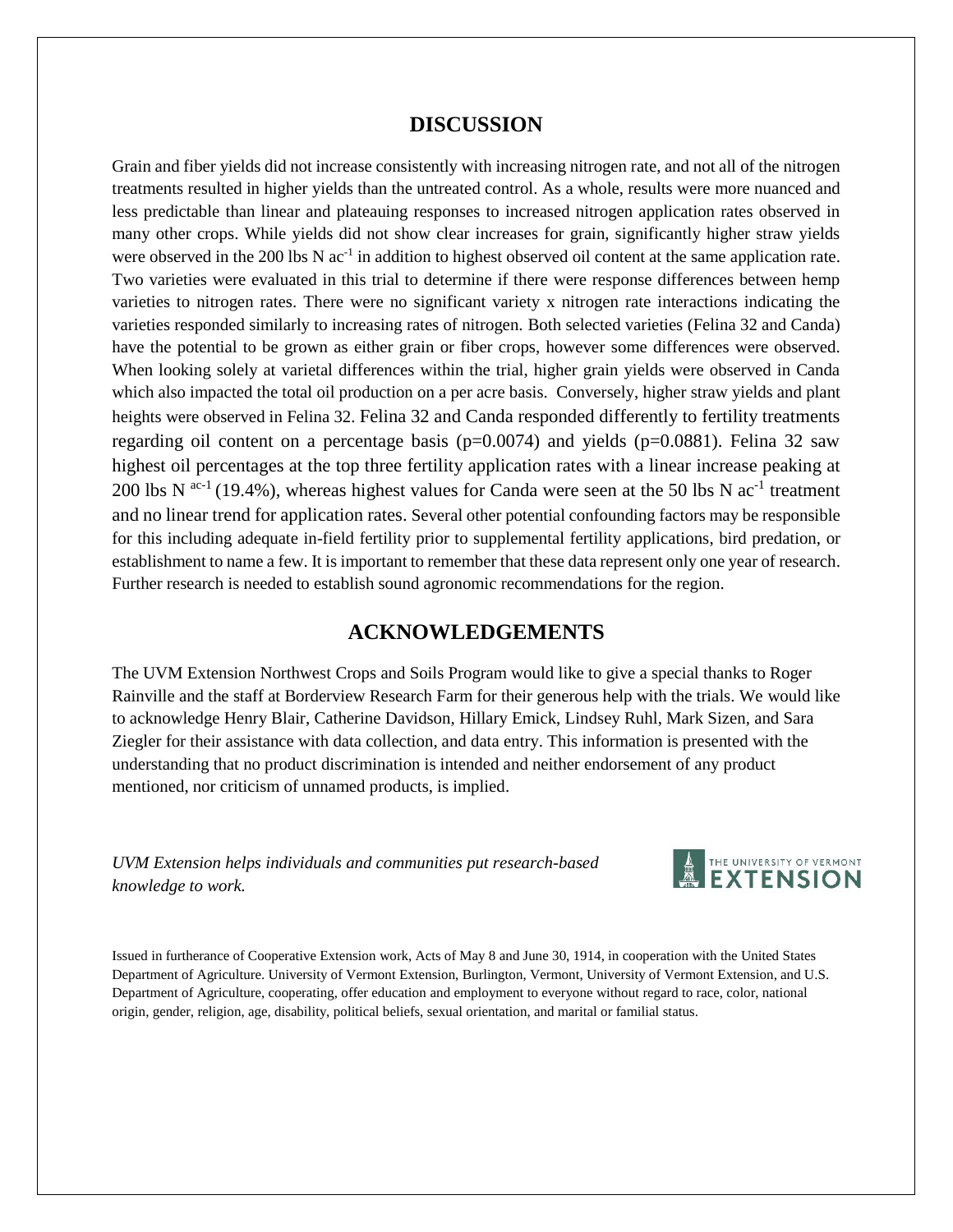## DISCUSSION

Grain and fiber yields did not increase consistently with increasing nitrogen rate, and not all of the nitrogen treatments resulted in higher yields than the untreated control. As a whole, results were more nuanced and less predictable than linear and plateauing responses to increased nitrogen application rates observed in many other crops. While yields did not show clear increases for grain, significantly higher straw yields were observed in the 200 lbs N $ac^{-1}$ in addition to highest observed oil content at the same application rate. Two varieties were evaluated in this trial to determine if there were response differences between hemp varieties to nitrogen rates. There were no significant variety x nitrogen rate interactions indicating the varieties responded similarly to increasing rates of nitrogen. Both selected varieties (Felina 32 and Canda) have the potential to be grown as either grain or fiber crops, however some differences were observed. When looking solely at varietal differences within the trial, higher grain yields were observed in Canda which also impacted the total oil production on a per acre basis. Conversely, higher straw yields and plant heights were observed in Felina 32. Felina 32 and Canda responded differently to fertility treatments regarding oil content on a percentage basis ($p=0.0074$) and yields ($p=0.0881$). Felina 32 saw highest oil percentages at the top three fertility application rates with a linear increase peaking at 200 lbs N $^{ac-1}$ (19.4%), whereas highest values for Canda were seen at the 50 lbs N $ac^{-1}$ treatment and no linear trend for application rates. Several other potential confounding factors may be responsible for this including adequate in-field fertility prior to supplemental fertility applications, bird predation, or establishment to name a few. It is important to remember that these data represent only one year of research. Further research is needed to establish sound agronomic recommendations for the region.

## ACKNOWLEDGEMENTS

The UVM Extension Northwest Crops and Soils Program would like to give a special thanks to Roger Rainville and the staff at Borderview Research Farm for their generous help with the trials. We would like to acknowledge Henry Blair, Catherine Davidson, Hillary Emick, Lindsey Ruhl, Mark Sizen, and Sara Ziegler for their assistance with data collection, and data entry. This information is presented with the understanding that no product discrimination is intended and neither endorsement of any product mentioned, nor criticism of unnamed products, is implied.

*UVM Extension helps individuals and communities put research-based knowledge to work.*

THE UNIVERSITY OF VERMONT EXTENSION

Issued in furtherance of Cooperative Extension work, Acts of May 8 and June 30, 1914, in cooperation with the United States Department of Agriculture. University of Vermont Extension, Burlington, Vermont, University of Vermont Extension, and U.S. Department of Agriculture, cooperating, offer education and employment to everyone without regard to race, color, national origin, gender, religion, age, disability, political beliefs, sexual orientation, and marital or familial status.